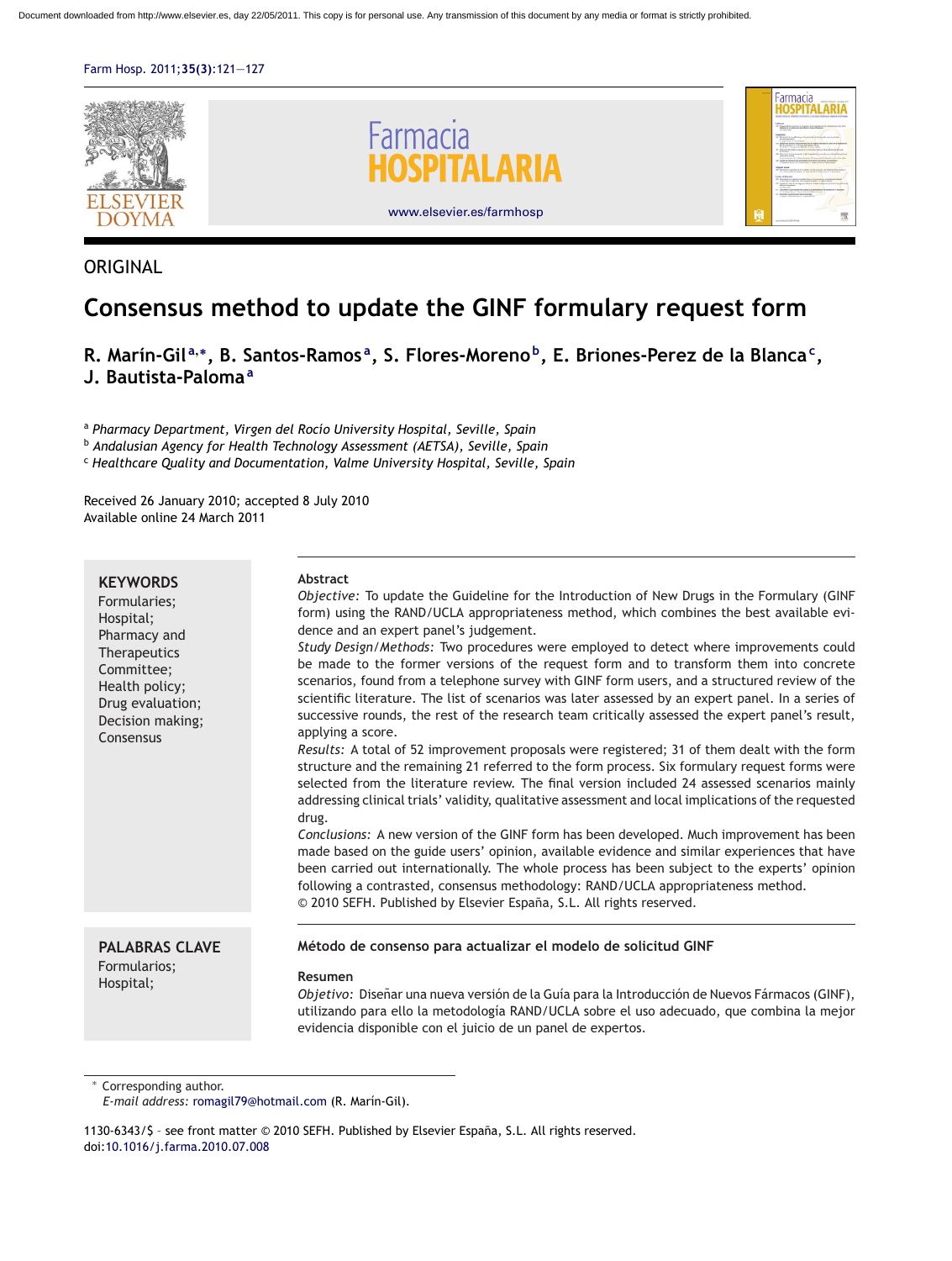ORIGINAL

# Consensus method to update the GINF formulary request form

**R. Marín-Gil[a,*], B. Santos-Ramos[a], S. Flores-Moreno[b], E. Briones-Perez de la Blanca[c], J. Bautista-Paloma[a]**

[a] *Pharmacy Department, Virgen del Rocío University Hospital, Seville, Spain*
[b] *Andalusian Agency for Health Technology Assessment (AETSA), Seville, Spain*
[c] *Healthcare Quality and Documentation, Valme University Hospital, Seville, Spain*

Received 26 January 2010; accepted 8 July 2010
Available online 24 March 2011

**KEYWORDS**
Formularies;
Hospital;
Pharmacy and Therapeutics Committee;
Health policy;
Drug evaluation;
Decision making;
Consensus

**Abstract**

*Objective:* To update the Guideline for the Introduction of New Drugs in the Formulary (GINF form) using the RAND/UCLA appropriateness method, which combines the best available evidence and an expert panel's judgement.

*Study Design/Methods:* Two procedures were employed to detect where improvements could be made to the former versions of the request form and to transform them into concrete scenarios, found from a telephone survey with GINF form users, and a structured review of the scientific literature. The list of scenarios was later assessed by an expert panel. In a series of successive rounds, the rest of the research team critically assessed the expert panel's result, applying a score.

*Results:* A total of 52 improvement proposals were registered; 31 of them dealt with the form structure and the remaining 21 referred to the form process. Six formulary request forms were selected from the literature review. The final version included 24 assessed scenarios mainly addressing clinical trials' validity, qualitative assessment and local implications of the requested drug.

*Conclusions:* A new version of the GINF form has been developed. Much improvement has been made based on the guide users' opinion, available evidence and similar experiences that have been carried out internationally. The whole process has been subject to the experts' opinion following a contrasted, consensus methodology: RAND/UCLA appropriateness method.

© 2010 SEFH. Published by Elsevier España, S.L. All rights reserved.

**PALABRAS CLAVE**
Formularios;
Hospital;

**Método de consenso para actualizar el modelo de solicitud GINF**

**Resumen**

*Objetivo:* Diseñar una nueva versión de la Guía para la Introducción de Nuevos Fármacos (GINF), utilizando para ello la metodología RAND/UCLA sobre el uso adecuado, que combina la mejor evidencia disponible con el juicio de un panel de expertos.

* Corresponding author.
*E-mail address:* romagil79@hotmail.com (R. Marín-Gil).

1130-6343/$ - see front matter © 2010 SEFH. Published by Elsevier España, S.L. All rights reserved.
doi:10.1016/j.farma.2010.07.008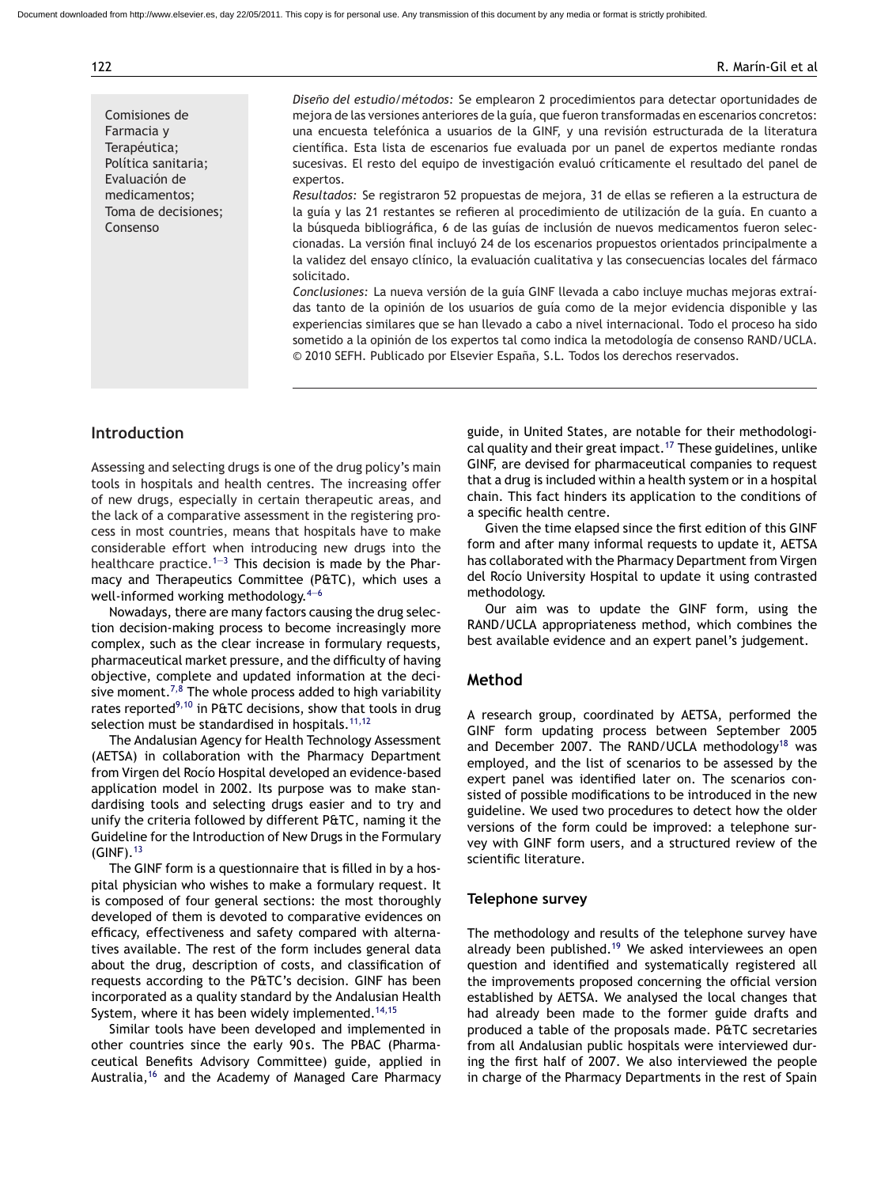Comisiones de Farmacia y Terapéutica; Política sanitaria; Evaluación de medicamentos; Toma de decisiones; Consenso

*Diseño del estudio/métodos:* Se emplearon 2 procedimientos para detectar oportunidades de mejora de las versiones anteriores de la guía, que fueron transformadas en escenarios concretos: una encuesta telefónica a usuarios de la GINF, y una revisión estructurada de la literatura científica. Esta lista de escenarios fue evaluada por un panel de expertos mediante rondas sucesivas. El resto del equipo de investigación evaluó críticamente el resultado del panel de expertos.

*Resultados:* Se registraron 52 propuestas de mejora, 31 de ellas se refieren a la estructura de la guía y las 21 restantes se refieren al procedimiento de utilización de la guía. En cuanto a la búsqueda bibliográfica, 6 de las guías de inclusión de nuevos medicamentos fueron seleccionadas. La versión final incluyó 24 de los escenarios propuestos orientados principalmente a la validez del ensayo clínico, la evaluación cualitativa y las consecuencias locales del fármaco solicitado.

*Conclusiones:* La nueva versión de la guía GINF llevada a cabo incluye muchas mejoras extraídas tanto de la opinión de los usuarios de guía como de la mejor evidencia disponible y las experiencias similares que se han llevado a cabo a nivel internacional. Todo el proceso ha sido sometido a la opinión de los expertos tal como indica la metodología de consenso RAND/UCLA.

© 2010 SEFH. Publicado por Elsevier España, S.L. Todos los derechos reservados.

## Introduction

Assessing and selecting drugs is one of the drug policy's main tools in hospitals and health centres. The increasing offer of new drugs, especially in certain therapeutic areas, and the lack of a comparative assessment in the registering process in most countries, means that hospitals have to make considerable effort when introducing new drugs into the healthcare practice.[1–3] This decision is made by the Pharmacy and Therapeutics Committee (P&TC), which uses a well-informed working methodology.[4–6]

Nowadays, there are many factors causing the drug selection decision-making process to become increasingly more complex, such as the clear increase in formulary requests, pharmaceutical market pressure, and the difficulty of having objective, complete and updated information at the decisive moment.[7,8] The whole process added to high variability rates reported[9,10] in P&TC decisions, show that tools in drug selection must be standardised in hospitals.[11,12]

The Andalusian Agency for Health Technology Assessment (AETSA) in collaboration with the Pharmacy Department from Virgen del Rocío Hospital developed an evidence-based application model in 2002. Its purpose was to make standardising tools and selecting drugs easier and to try and unify the criteria followed by different P&TC, naming it the Guideline for the Introduction of New Drugs in the Formulary (GINF).[13]

The GINF form is a questionnaire that is filled in by a hospital physician who wishes to make a formulary request. It is composed of four general sections: the most thoroughly developed of them is devoted to comparative evidences on efficacy, effectiveness and safety compared with alternatives available. The rest of the form includes general data about the drug, description of costs, and classification of requests according to the P&TC's decision. GINF has been incorporated as a quality standard by the Andalusian Health System, where it has been widely implemented.[14,15]

Similar tools have been developed and implemented in other countries since the early 90s. The PBAC (Pharmaceutical Benefits Advisory Committee) guide, applied in Australia,[16] and the Academy of Managed Care Pharmacy guide, in United States, are notable for their methodological quality and their great impact.[17] These guidelines, unlike GINF, are devised for pharmaceutical companies to request that a drug is included within a health system or in a hospital chain. This fact hinders its application to the conditions of a specific health centre.

Given the time elapsed since the first edition of this GINF form and after many informal requests to update it, AETSA has collaborated with the Pharmacy Department from Virgen del Rocío University Hospital to update it using contrasted methodology.

Our aim was to update the GINF form, using the RAND/UCLA appropriateness method, which combines the best available evidence and an expert panel's judgement.

## Method

A research group, coordinated by AETSA, performed the GINF form updating process between September 2005 and December 2007. The RAND/UCLA methodology[18] was employed, and the list of scenarios to be assessed by the expert panel was identified later on. The scenarios consisted of possible modifications to be introduced in the new guideline. We used two procedures to detect how the older versions of the form could be improved: a telephone survey with GINF form users, and a structured review of the scientific literature.

### Telephone survey

The methodology and results of the telephone survey have already been published.[19] We asked interviewees an open question and identified and systematically registered all the improvements proposed concerning the official version established by AETSA. We analysed the local changes that had already been made to the former guide drafts and produced a table of the proposals made. P&TC secretaries from all Andalusian public hospitals were interviewed during the first half of 2007. We also interviewed the people in charge of the Pharmacy Departments in the rest of Spain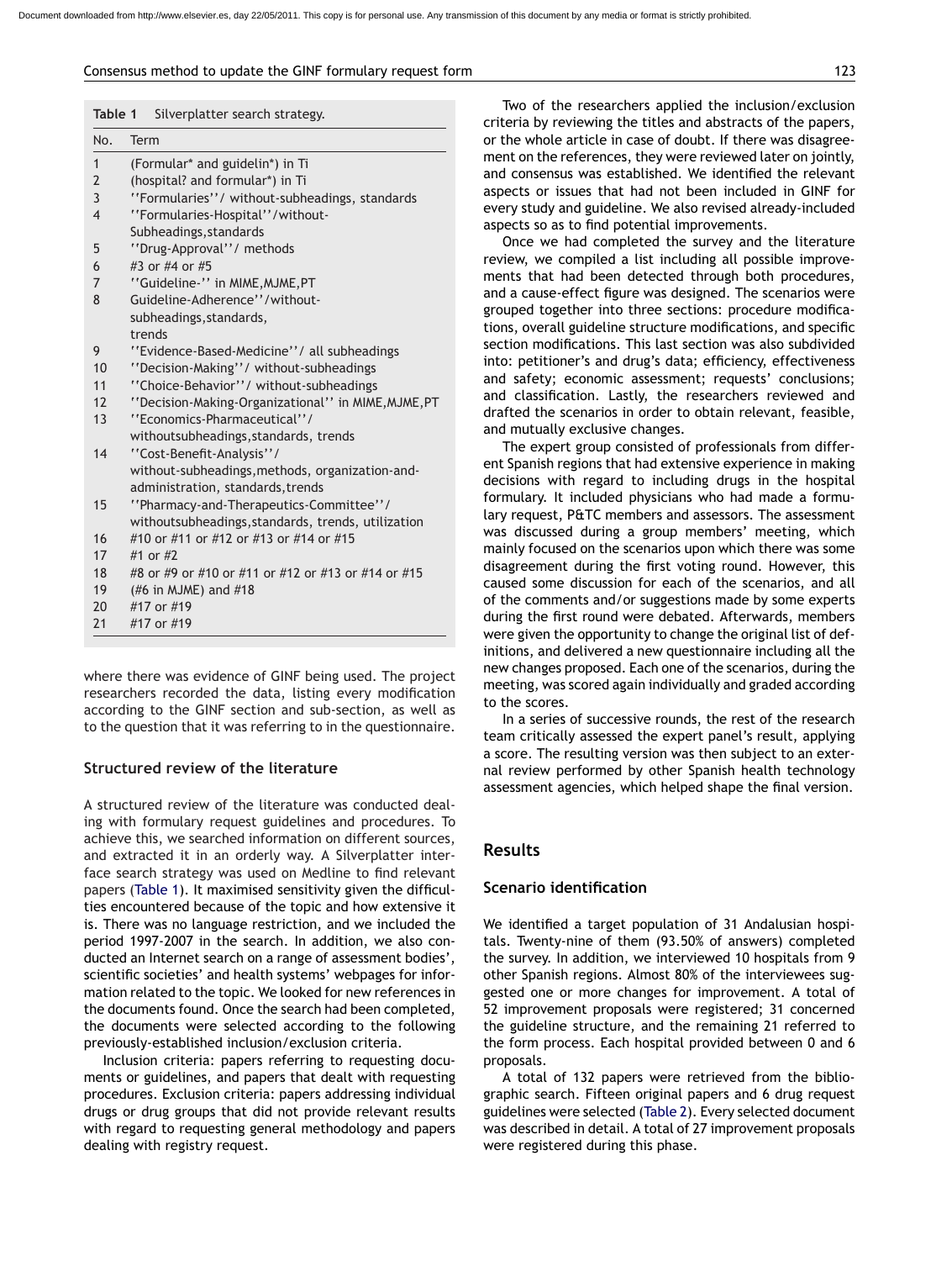**Table 1** Silverplatter search strategy.

| No. | Term |
|---|---|
| 1 | (Formular* and guidelin*) in Ti |
| 2 | (hospital? and formular*) in Ti |
| 3 | ''Formularies''/ without-subheadings, standards |
| 4 | ''Formularies-Hospital''/without-Subheadings,standards |
| 5 | ''Drug-Approval''/ methods |
| 6 | #3 or #4 or #5 |
| 7 | ''Guideline-'' in MIME,MJME,PT |
| 8 | Guideline-Adherence''/without-subheadings,standards, trends |
| 9 | ''Evidence-Based-Medicine''/ all subheadings |
| 10 | ''Decision-Making''/ without-subheadings |
| 11 | ''Choice-Behavior''/ without-subheadings |
| 12 | ''Decision-Making-Organizational'' in MIME,MJME,PT |
| 13 | ''Economics-Pharmaceutical''/ withoutsubheadings,standards, trends |
| 14 | ''Cost-Benefit-Analysis''/ without-subheadings,methods, organization-and-administration, standards,trends |
| 15 | ''Pharmacy-and-Therapeutics-Committee''/ withoutsubheadings,standards, trends, utilization |
| 16 | #10 or #11 or #12 or #13 or #14 or #15 |
| 17 | #1 or #2 |
| 18 | #8 or #9 or #10 or #11 or #12 or #13 or #14 or #15 |
| 19 | (#6 in MJME) and #18 |
| 20 | #17 or #19 |
| 21 | #17 or #19 |

where there was evidence of GINF being used. The project researchers recorded the data, listing every modification according to the GINF section and sub-section, as well as to the question that it was referring to in the questionnaire.

## Structured review of the literature

A structured review of the literature was conducted dealing with formulary request guidelines and procedures. To achieve this, we searched information on different sources, and extracted it in an orderly way. A Silverplatter interface search strategy was used on Medline to find relevant papers (Table 1). It maximised sensitivity given the difficulties encountered because of the topic and how extensive it is. There was no language restriction, and we included the period 1997-2007 in the search. In addition, we also conducted an Internet search on a range of assessment bodies', scientific societies' and health systems' webpages for information related to the topic. We looked for new references in the documents found. Once the search had been completed, the documents were selected according to the following previously-established inclusion/exclusion criteria.

Inclusion criteria: papers referring to requesting documents or guidelines, and papers that dealt with requesting procedures. Exclusion criteria: papers addressing individual drugs or drug groups that did not provide relevant results with regard to requesting general methodology and papers dealing with registry request.

Two of the researchers applied the inclusion/exclusion criteria by reviewing the titles and abstracts of the papers, or the whole article in case of doubt. If there was disagreement on the references, they were reviewed later on jointly, and consensus was established. We identified the relevant aspects or issues that had not been included in GINF for every study and guideline. We also revised already-included aspects so as to find potential improvements.

Once we had completed the survey and the literature review, we compiled a list including all possible improvements that had been detected through both procedures, and a cause-effect figure was designed. The scenarios were grouped together into three sections: procedure modifications, overall guideline structure modifications, and specific section modifications. This last section was also subdivided into: petitioner's and drug's data; efficiency, effectiveness and safety; economic assessment; requests' conclusions; and classification. Lastly, the researchers reviewed and drafted the scenarios in order to obtain relevant, feasible, and mutually exclusive changes.

The expert group consisted of professionals from different Spanish regions that had extensive experience in making decisions with regard to including drugs in the hospital formulary. It included physicians who had made a formulary request, P&TC members and assessors. The assessment was discussed during a group members' meeting, which mainly focused on the scenarios upon which there was some disagreement during the first voting round. However, this caused some discussion for each of the scenarios, and all of the comments and/or suggestions made by some experts during the first round were debated. Afterwards, members were given the opportunity to change the original list of definitions, and delivered a new questionnaire including all the new changes proposed. Each one of the scenarios, during the meeting, was scored again individually and graded according to the scores.

In a series of successive rounds, the rest of the research team critically assessed the expert panel's result, applying a score. The resulting version was then subject to an external review performed by other Spanish health technology assessment agencies, which helped shape the final version.

# Results

## Scenario identification

We identified a target population of 31 Andalusian hospitals. Twenty-nine of them (93.50% of answers) completed the survey. In addition, we interviewed 10 hospitals from 9 other Spanish regions. Almost 80% of the interviewees suggested one or more changes for improvement. A total of 52 improvement proposals were registered; 31 concerned the guideline structure, and the remaining 21 referred to the form process. Each hospital provided between 0 and 6 proposals.

A total of 132 papers were retrieved from the bibliographic search. Fifteen original papers and 6 drug request guidelines were selected (Table 2). Every selected document was described in detail. A total of 27 improvement proposals were registered during this phase.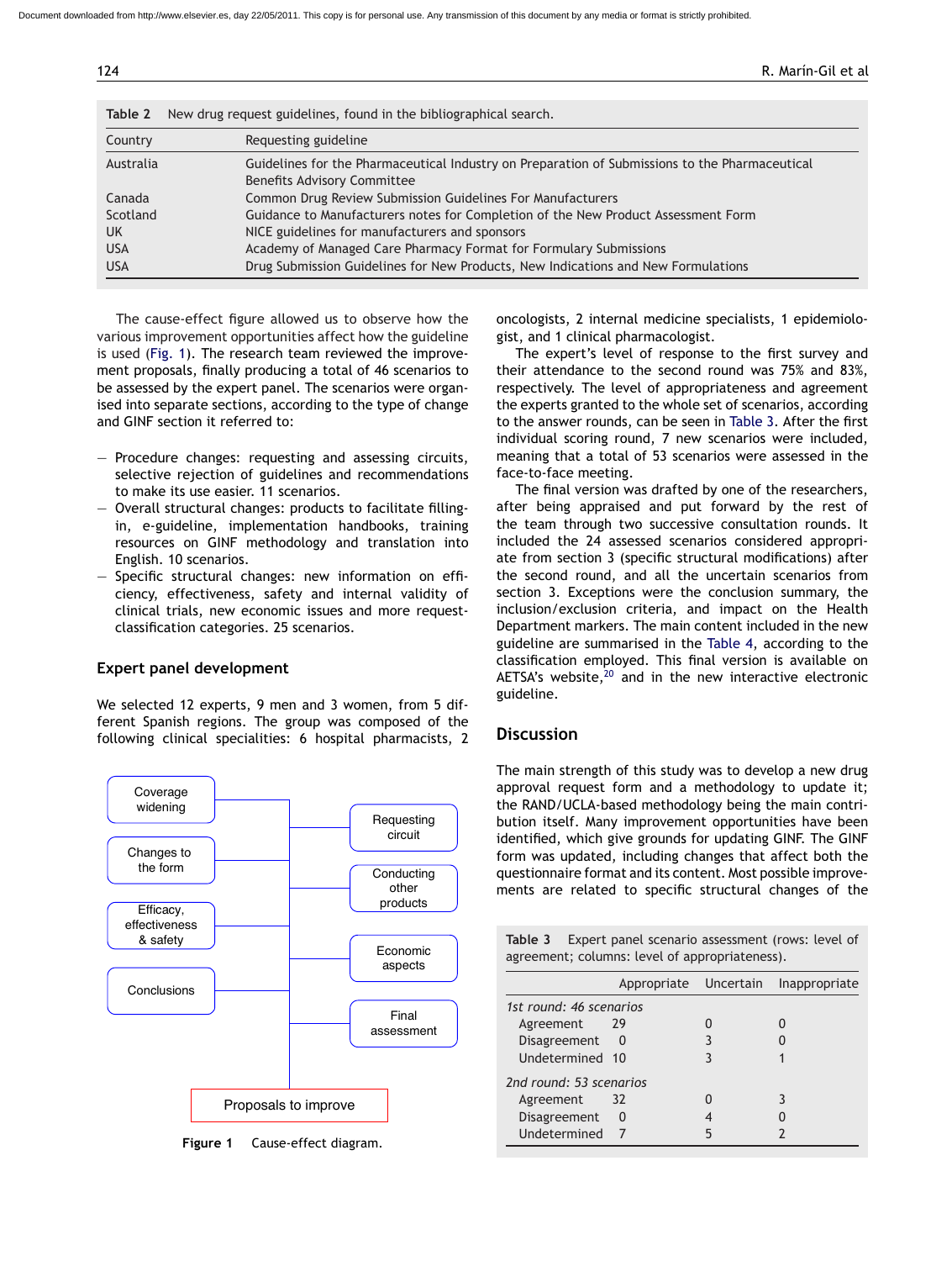**Table 2** New drug request guidelines, found in the bibliographical search.

| Country | Requesting guideline |
|---|---|
| Australia | Guidelines for the Pharmaceutical Industry on Preparation of Submissions to the Pharmaceutical Benefits Advisory Committee |
| Canada | Common Drug Review Submission Guidelines For Manufacturers |
| Scotland | Guidance to Manufacturers notes for Completion of the New Product Assessment Form |
| UK | NICE guidelines for manufacturers and sponsors |
| USA | Academy of Managed Care Pharmacy Format for Formulary Submissions |
| USA | Drug Submission Guidelines for New Products, New Indications and New Formulations |

The cause-effect figure allowed us to observe how the various improvement opportunities affect how the guideline is used (Fig. 1). The research team reviewed the improvement proposals, finally producing a total of 46 scenarios to be assessed by the expert panel. The scenarios were organised into separate sections, according to the type of change and GINF section it referred to:

- Procedure changes: requesting and assessing circuits, selective rejection of guidelines and recommendations to make its use easier. 11 scenarios.
- Overall structural changes: products to facilitate filling-in, e-guideline, implementation handbooks, training resources on GINF methodology and translation into English. 10 scenarios.
- Specific structural changes: new information on efficiency, effectiveness, safety and internal validity of clinical trials, new economic issues and more request-classification categories. 25 scenarios.

### Expert panel development

We selected 12 experts, 9 men and 3 women, from 5 different Spanish regions. The group was composed of the following clinical specialities: 6 hospital pharmacists, 2 oncologists, 2 internal medicine specialists, 1 epidemiologist, and 1 clinical pharmacologist.

The expert's level of response to the first survey and their attendance to the second round was 75% and 83%, respectively. The level of appropriateness and agreement the experts granted to the whole set of scenarios, according to the answer rounds, can be seen in Table 3. After the first individual scoring round, 7 new scenarios were included, meaning that a total of 53 scenarios were assessed in the face-to-face meeting.

The final version was drafted by one of the researchers, after being appraised and put forward by the rest of the team through two successive consultation rounds. It included the 24 assessed scenarios considered appropriate from section 3 (specific structural modifications) after the second round, and all the uncertain scenarios from section 3. Exceptions were the conclusion summary, the inclusion/exclusion criteria, and impact on the Health Department markers. The main content included in the new guideline are summarised in the Table 4, according to the classification employed. This final version is available on AETSA's website,[20] and in the new interactive electronic guideline.

Coverage widening | Changes to the form | Efficacy, effectiveness & safety | Conclusions | Requesting circuit | Conducting other products | Economic aspects | Final assessment → Proposals to improve

Figure 1 Cause-effect diagram.

## Discussion

The main strength of this study was to develop a new drug approval request form and a methodology to update it; the RAND/UCLA-based methodology being the main contribution itself. Many improvement opportunities have been identified, which give grounds for updating GINF. The GINF form was updated, including changes that affect both the questionnaire format and its content. Most possible improvements are related to specific structural changes of the

**Table 3** Expert panel scenario assessment (rows: level of agreement; columns: level of appropriateness).

| | Appropriate | Uncertain | Inappropriate |
|---|---|---|---|
| *1st round: 46 scenarios* | | | |
| Agreement | 29 | 0 | 0 |
| Disagreement | 0 | 3 | 0 |
| Undetermined | 10 | 3 | 1 |
| *2nd round: 53 scenarios* | | | |
| Agreement | 32 | 0 | 3 |
| Disagreement | 0 | 4 | 0 |
| Undetermined | 7 | 5 | 2 |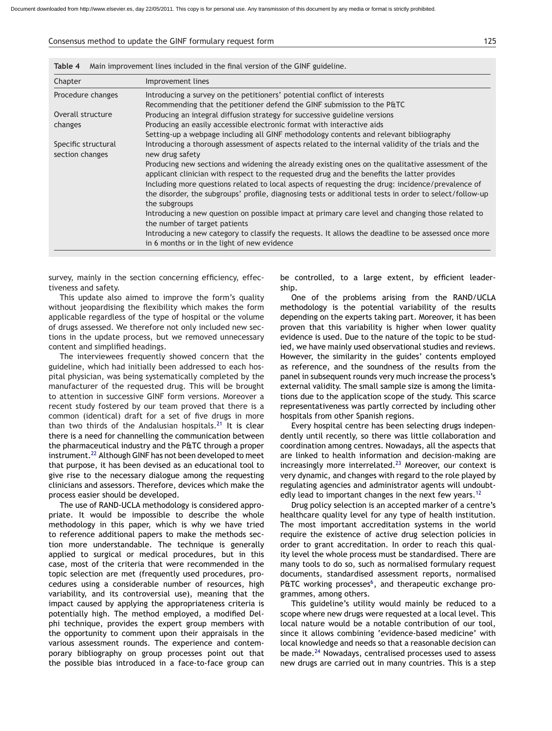**Table 4** Main improvement lines included in the final version of the GINF guideline.

| Chapter | Improvement lines |
| --- | --- |
| Procedure changes | Introducing a survey on the petitioners' potential conflict of interests |
| | Recommending that the petitioner defend the GINF submission to the P&TC |
| Overall structure changes | Producing an integral diffusion strategy for successive guideline versions |
| | Producing an easily accessible electronic format with interactive aids |
| | Setting-up a webpage including all GINF methodology contents and relevant bibliography |
| Specific structural section changes | Introducing a thorough assessment of aspects related to the internal validity of the trials and the new drug safety |
| | Producing new sections and widening the already existing ones on the qualitative assessment of the applicant clinician with respect to the requested drug and the benefits the latter provides |
| | Including more questions related to local aspects of requesting the drug: incidence/prevalence of the disorder, the subgroups' profile, diagnosing tests or additional tests in order to select/follow-up the subgroups |
| | Introducing a new question on possible impact at primary care level and changing those related to the number of target patients |
| | Introducing a new category to classify the requests. It allows the deadline to be assessed once more in 6 months or in the light of new evidence |

survey, mainly in the section concerning efficiency, effectiveness and safety.

This update also aimed to improve the form's quality without jeopardising the flexibility which makes the form applicable regardless of the type of hospital or the volume of drugs assessed. We therefore not only included new sections in the update process, but we removed unnecessary content and simplified headings.

The interviewees frequently showed concern that the guideline, which had initially been addressed to each hospital physician, was being systematically completed by the manufacturer of the requested drug. This will be brought to attention in successive GINF form versions. Moreover a recent study fostered by our team proved that there is a common (identical) draft for a set of five drugs in more than two thirds of the Andalusian hospitals.[21] It is clear there is a need for channelling the communication between the pharmaceutical industry and the P&TC through a proper instrument.[22] Although GINF has not been developed to meet that purpose, it has been devised as an educational tool to give rise to the necessary dialogue among the requesting clinicians and assessors. Therefore, devices which make the process easier should be developed.

The use of RAND-UCLA methodology is considered appropriate. It would be impossible to describe the whole methodology in this paper, which is why we have tried to reference additional papers to make the methods section more understandable. The technique is generally applied to surgical or medical procedures, but in this case, most of the criteria that were recommended in the topic selection are met (frequently used procedures, procedures using a considerable number of resources, high variability, and its controversial use), meaning that the impact caused by applying the appropriateness criteria is potentially high. The method employed, a modified Delphi technique, provides the expert group members with the opportunity to comment upon their appraisals in the various assessment rounds. The experience and contemporary bibliography on group processes point out that the possible bias introduced in a face-to-face group can be controlled, to a large extent, by efficient leadership.

One of the problems arising from the RAND/UCLA methodology is the potential variability of the results depending on the experts taking part. Moreover, it has been proven that this variability is higher when lower quality evidence is used. Due to the nature of the topic to be studied, we have mainly used observational studies and reviews. However, the similarity in the guides' contents employed as reference, and the soundness of the results from the panel in subsequent rounds very much increase the process's external validity. The small sample size is among the limitations due to the application scope of the study. This scarce representativeness was partly corrected by including other hospitals from other Spanish regions.

Every hospital centre has been selecting drugs independently until recently, so there was little collaboration and coordination among centres. Nowadays, all the aspects that are linked to health information and decision-making are increasingly more interrelated.[23] Moreover, our context is very dynamic, and changes with regard to the role played by regulating agencies and administrator agents will undoubtedly lead to important changes in the next few years.[12]

Drug policy selection is an accepted marker of a centre's healthcare quality level for any type of health institution. The most important accreditation systems in the world require the existence of active drug selection policies in order to grant accreditation. In order to reach this quality level the whole process must be standardised. There are many tools to do so, such as normalised formulary request documents, standardised assessment reports, normalised P&TC working processes[6], and therapeutic exchange programmes, among others.

This guideline's utility would mainly be reduced to a scope where new drugs were requested at a local level. This local nature would be a notable contribution of our tool, since it allows combining 'evidence-based medicine' with local knowledge and needs so that a reasonable decision can be made.[24] Nowadays, centralised processes used to assess new drugs are carried out in many countries. This is a step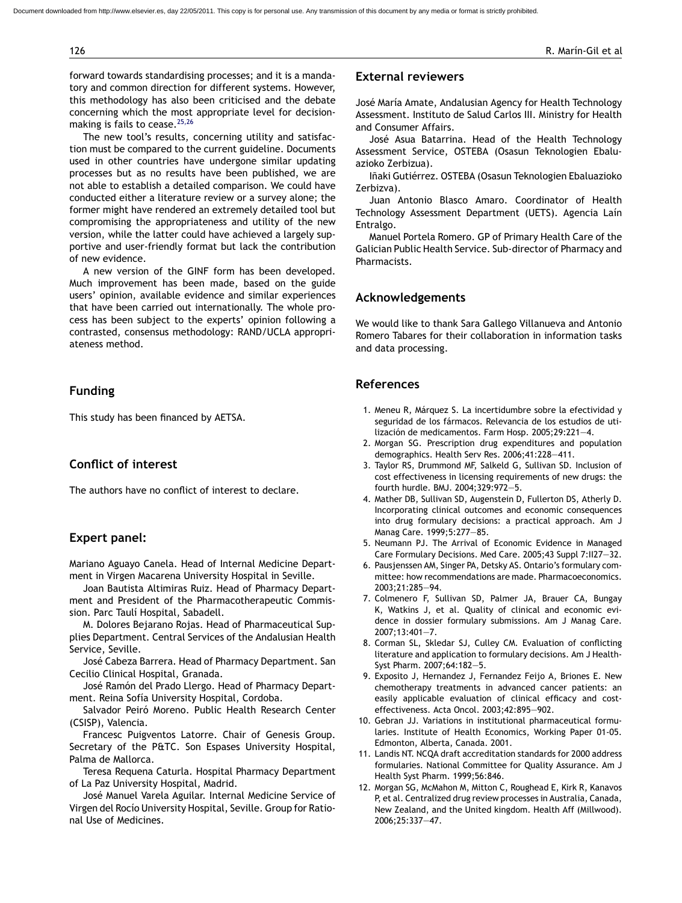forward towards standardising processes; and it is a mandatory and common direction for different systems. However, this methodology has also been criticised and the debate concerning which the most appropriate level for decision-making is fails to cease.[25,26]

The new tool's results, concerning utility and satisfaction must be compared to the current guideline. Documents used in other countries have undergone similar updating processes but as no results have been published, we are not able to establish a detailed comparison. We could have conducted either a literature review or a survey alone; the former might have rendered an extremely detailed tool but compromising the appropriateness and utility of the new version, while the latter could have achieved a largely supportive and user-friendly format but lack the contribution of new evidence.

A new version of the GINF form has been developed. Much improvement has been made, based on the guide users' opinion, available evidence and similar experiences that have been carried out internationally. The whole process has been subject to the experts' opinion following a contrasted, consensus methodology: RAND/UCLA appropriateness method.

## Funding

This study has been financed by AETSA.

## Conflict of interest

The authors have no conflict of interest to declare.

## Expert panel:

Mariano Aguayo Canela. Head of Internal Medicine Department in Virgen Macarena University Hospital in Seville.

Joan Bautista Altimiras Ruiz. Head of Pharmacy Department and President of the Pharmacotherapeutic Commission. Parc Taulí Hospital, Sabadell.

M. Dolores Bejarano Rojas. Head of Pharmaceutical Supplies Department. Central Services of the Andalusian Health Service, Seville.

José Cabeza Barrera. Head of Pharmacy Department. San Cecilio Clinical Hospital, Granada.

José Ramón del Prado Llergo. Head of Pharmacy Department. Reina Sofía University Hospital, Cordoba.

Salvador Peiró Moreno. Public Health Research Center (CSISP), Valencia.

Francesc Puigventos Latorre. Chair of Genesis Group. Secretary of the P&TC. Son Espases University Hospital, Palma de Mallorca.

Teresa Requena Caturla. Hospital Pharmacy Department of La Paz University Hospital, Madrid.

José Manuel Varela Aguilar. Internal Medicine Service of Virgen del Rocío University Hospital, Seville. Group for Rational Use of Medicines.

## External reviewers

José María Amate, Andalusian Agency for Health Technology Assessment. Instituto de Salud Carlos III. Ministry for Health and Consumer Affairs.

José Asua Batarrina. Head of the Health Technology Assessment Service, OSTEBA (Osasun Teknologien Ebaluazioko Zerbizua).

Iñaki Gutiérrez. OSTEBA (Osasun Teknologien Ebaluazioko Zerbizva).

Juan Antonio Blasco Amaro. Coordinator of Health Technology Assessment Department (UETS). Agencia Laín Entralgo.

Manuel Portela Romero. GP of Primary Health Care of the Galician Public Health Service. Sub-director of Pharmacy and Pharmacists.

## Acknowledgements

We would like to thank Sara Gallego Villanueva and Antonio Romero Tabares for their collaboration in information tasks and data processing.

## References

1. Meneu R, Márquez S. La incertidumbre sobre la efectividad y seguridad de los fármacos. Relevancia de los estudios de utilización de medicamentos. Farm Hosp. 2005;29:221—4.
2. Morgan SG. Prescription drug expenditures and population demographics. Health Serv Res. 2006;41:228—411.
3. Taylor RS, Drummond MF, Salkeld G, Sullivan SD. Inclusion of cost effectiveness in licensing requirements of new drugs: the fourth hurdle. BMJ. 2004;329:972—5.
4. Mather DB, Sullivan SD, Augenstein D, Fullerton DS, Atherly D. Incorporating clinical outcomes and economic consequences into drug formulary decisions: a practical approach. Am J Manag Care. 1999;5:277—85.
5. Neumann PJ. The Arrival of Economic Evidence in Managed Care Formulary Decisions. Med Care. 2005;43 Suppl 7:II27—32.
6. Pausjenssen AM, Singer PA, Detsky AS. Ontario's formulary committee: how recommendations are made. Pharmacoeconomics. 2003;21:285—94.
7. Colmenero F, Sullivan SD, Palmer JA, Brauer CA, Bungay K, Watkins J, et al. Quality of clinical and economic evidence in dossier formulary submissions. Am J Manag Care. 2007;13:401—7.
8. Corman SL, Skledar SJ, Culley CM. Evaluation of conflicting literature and application to formulary decisions. Am J Health-Syst Pharm. 2007;64:182—5.
9. Exposito J, Hernandez J, Fernandez Feijo A, Briones E. New chemotherapy treatments in advanced cancer patients: an easily applicable evaluation of clinical efficacy and cost-effectiveness. Acta Oncol. 2003;42:895—902.
10. Gebran JJ. Variations in institutional pharmaceutical formularies. Institute of Health Economics, Working Paper 01-05. Edmonton, Alberta, Canada. 2001.
11. Landis NT. NCQA draft accreditation standards for 2000 address formularies. National Committee for Quality Assurance. Am J Health Syst Pharm. 1999;56:846.
12. Morgan SG, McMahon M, Mitton C, Roughead E, Kirk R, Kanavos P, et al. Centralized drug review processes in Australia, Canada, New Zealand, and the United kingdom. Health Aff (Millwood). 2006;25:337—47.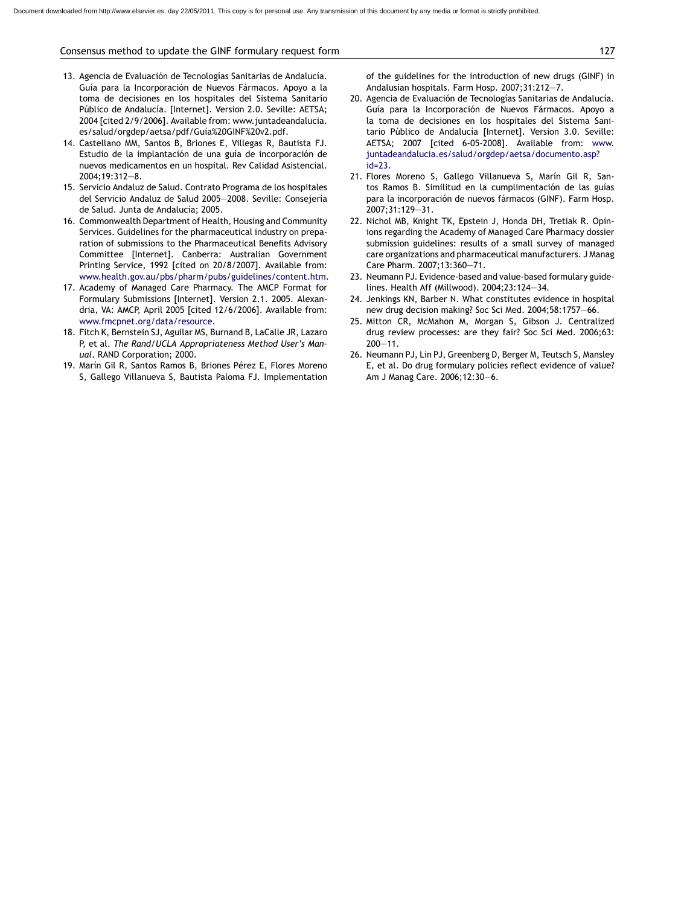13. Agencia de Evaluación de Tecnologías Sanitarias de Andalucía. Guía para la Incorporación de Nuevos Fármacos. Apoyo a la toma de decisiones en los hospitales del Sistema Sanitario Público de Andalucía. [Internet]. Version 2.0. Seville: AETSA; 2004 [cited 2/9/2006]. Available from: www.juntadeandalucia.es/salud/orgdep/aetsa/pdf/Guía%20GINF%20v2.pdf.
14. Castellano MM, Santos B, Briones E, Villegas R, Bautista FJ. Estudio de la implantación de una guía de incorporación de nuevos medicamentos en un hospital. Rev Calidad Asistencial. 2004;19:312—8.
15. Servicio Andaluz de Salud. Contrato Programa de los hospitales del Servicio Andaluz de Salud 2005—2008. Seville: Consejería de Salud. Junta de Andalucía; 2005.
16. Commonwealth Department of Health, Housing and Community Services. Guidelines for the pharmaceutical industry on preparation of submissions to the Pharmaceutical Benefits Advisory Committee [Internet]. Canberra: Australian Government Printing Service, 1992 [cited on 20/8/2007]. Available from: www.health.gov.au/pbs/pharm/pubs/guidelines/content.htm.
17. Academy of Managed Care Pharmacy. The AMCP Format for Formulary Submissions [Internet]. Version 2.1. 2005. Alexandria, VA: AMCP, April 2005 [cited 12/6/2006]. Available from: www.fmcpnet.org/data/resource.
18. Fitch K, Bernstein SJ, Aguilar MS, Burnand B, LaCalle JR, Lazaro P, et al. *The Rand/UCLA Appropriateness Method User's Manual*. RAND Corporation; 2000.
19. Marín Gil R, Santos Ramos B, Briones Pérez E, Flores Moreno S, Gallego Villanueva S, Bautista Paloma FJ. Implementation of the guidelines for the introduction of new drugs (GINF) in Andalusian hospitals. Farm Hosp. 2007;31:212—7.
20. Agencia de Evaluación de Tecnologías Sanitarias de Andalucía. Guía para la Incorporación de Nuevos Fármacos. Apoyo a la toma de decisiones en los hospitales del Sistema Sanitario Público de Andalucía [Internet]. Version 3.0. Seville: AETSA; 2007 [cited 6-05-2008]. Available from: www.juntadeandalucia.es/salud/orgdep/aetsa/documento.asp?id=23.
21. Flores Moreno S, Gallego Villanueva S, Marín Gil R, Santos Ramos B. Similitud en la cumplimentación de las guías para la incorporación de nuevos fármacos (GINF). Farm Hosp. 2007;31:129—31.
22. Nichol MB, Knight TK, Epstein J, Honda DH, Tretiak R. Opinions regarding the Academy of Managed Care Pharmacy dossier submission guidelines: results of a small survey of managed care organizations and pharmaceutical manufacturers. J Manag Care Pharm. 2007;13:360—71.
23. Neumann PJ. Evidence-based and value-based formulary guidelines. Health Aff (Millwood). 2004;23:124—34.
24. Jenkings KN, Barber N. What constitutes evidence in hospital new drug decision making? Soc Sci Med. 2004;58:1757—66.
25. Mitton CR, McMahon M, Morgan S, Gibson J. Centralized drug review processes: are they fair? Soc Sci Med. 2006;63:200—11.
26. Neumann PJ, Lin PJ, Greenberg D, Berger M, Teutsch S, Mansley E, et al. Do drug formulary policies reflect evidence of value? Am J Manag Care. 2006;12:30—6.